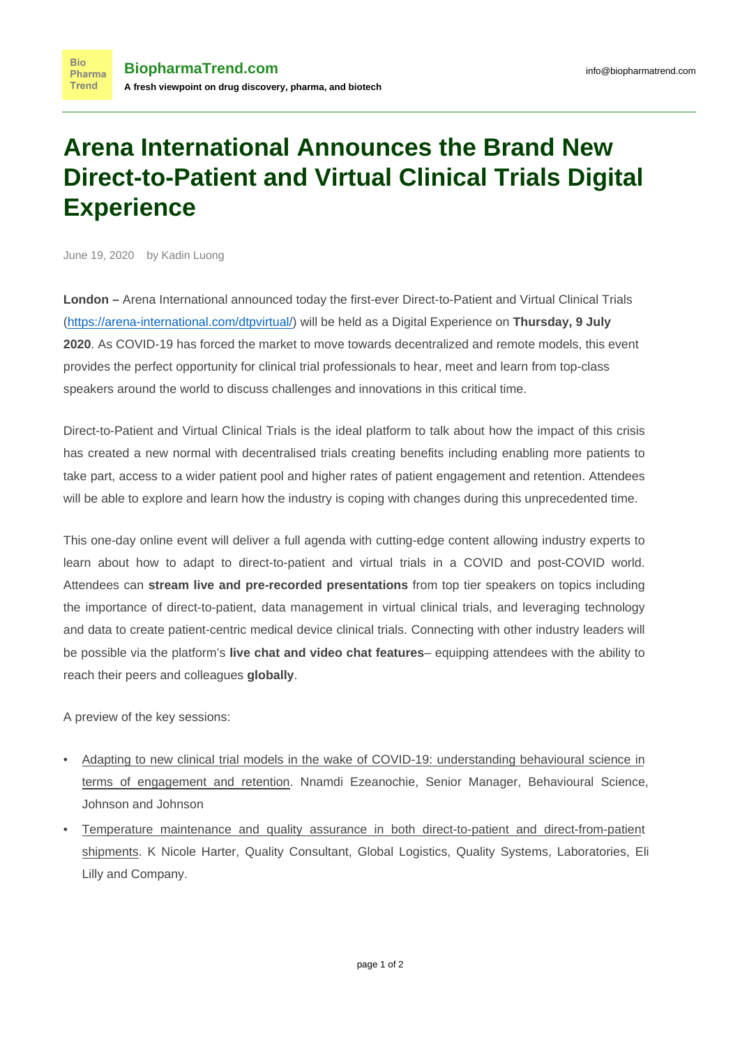# Arena International Announces the Brand New Direct-to-Patient and Virtual Clinical Trials Digital Experience

June 19, 2020 by Kadin Luong

**London –** Arena International announced today the first-ever Direct-to-Patient and Virtual Clinical Trials (https://arena-international.com/dtpvirtual/) will be held as a Digital Experience on **Thursday, 9 July 2020**. As COVID-19 has forced the market to move towards decentralized and remote models, this event provides the perfect opportunity for clinical trial professionals to hear, meet and learn from top-class speakers around the world to discuss challenges and innovations in this critical time.

Direct-to-Patient and Virtual Clinical Trials is the ideal platform to talk about how the impact of this crisis has created a new normal with decentralised trials creating benefits including enabling more patients to take part, access to a wider patient pool and higher rates of patient engagement and retention. Attendees will be able to explore and learn how the industry is coping with changes during this unprecedented time.

This one-day online event will deliver a full agenda with cutting-edge content allowing industry experts to learn about how to adapt to direct-to-patient and virtual trials in a COVID and post-COVID world. Attendees can **stream live and pre-recorded presentations** from top tier speakers on topics including the importance of direct-to-patient, data management in virtual clinical trials, and leveraging technology and data to create patient-centric medical device clinical trials. Connecting with other industry leaders will be possible via the platform's **live chat and video chat features**– equipping attendees with the ability to reach their peers and colleagues **globally**.

A preview of the key sessions:

- Adapting to new clinical trial models in the wake of COVID-19: understanding behavioural science in terms of engagement and retention. Nnamdi Ezeanochie, Senior Manager, Behavioural Science, Johnson and Johnson
- Temperature maintenance and quality assurance in both direct-to-patient and direct-from-patient shipments. K Nicole Harter, Quality Consultant, Global Logistics, Quality Systems, Laboratories, Eli Lilly and Company.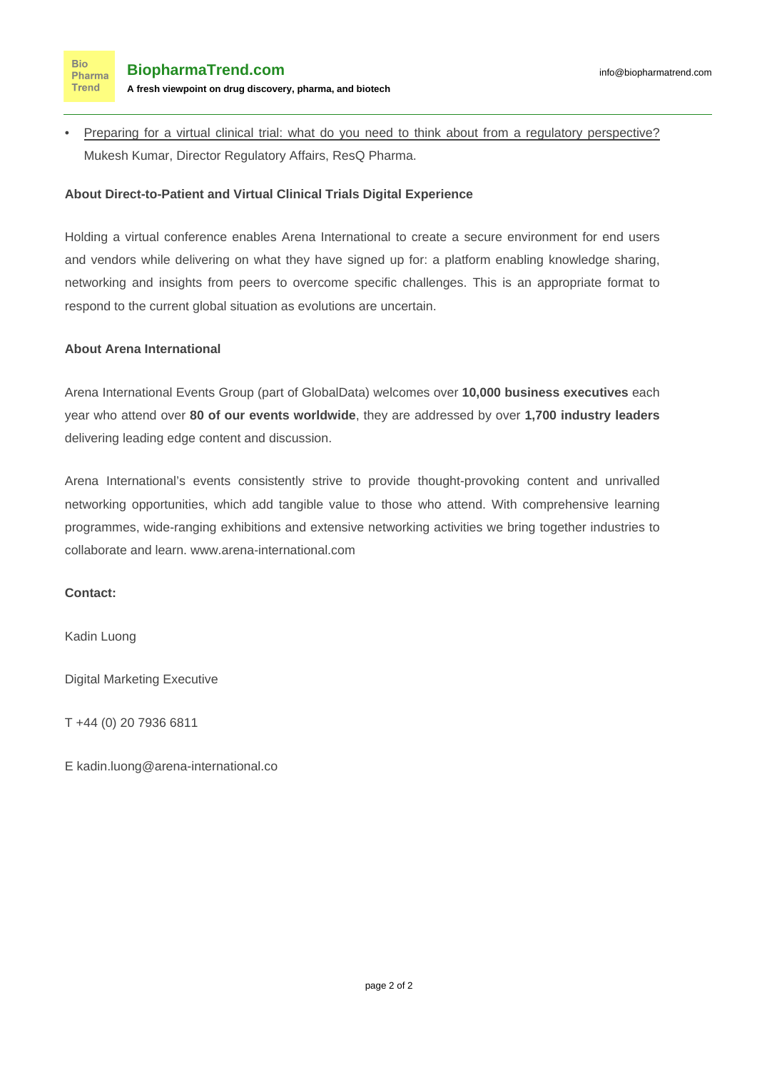- Preparing for a virtual clinical trial: what do you need to think about from a regulatory perspective? Mukesh Kumar, Director Regulatory Affairs, ResQ Pharma.

**About Direct-to-Patient and Virtual Clinical Trials Digital Experience**

Holding a virtual conference enables Arena International to create a secure environment for end users and vendors while delivering on what they have signed up for: a platform enabling knowledge sharing, networking and insights from peers to overcome specific challenges. This is an appropriate format to respond to the current global situation as evolutions are uncertain.

**About Arena International**

Arena International Events Group (part of GlobalData) welcomes over **10,000 business executives** each year who attend over **80 of our events worldwide**, they are addressed by over **1,700 industry leaders** delivering leading edge content and discussion.

Arena International's events consistently strive to provide thought-provoking content and unrivalled networking opportunities, which add tangible value to those who attend. With comprehensive learning programmes, wide-ranging exhibitions and extensive networking activities we bring together industries to collaborate and learn. www.arena-international.com

**Contact:**

Kadin Luong

Digital Marketing Executive

T +44 (0) 20 7936 6811

E kadin.luong@arena-international.co